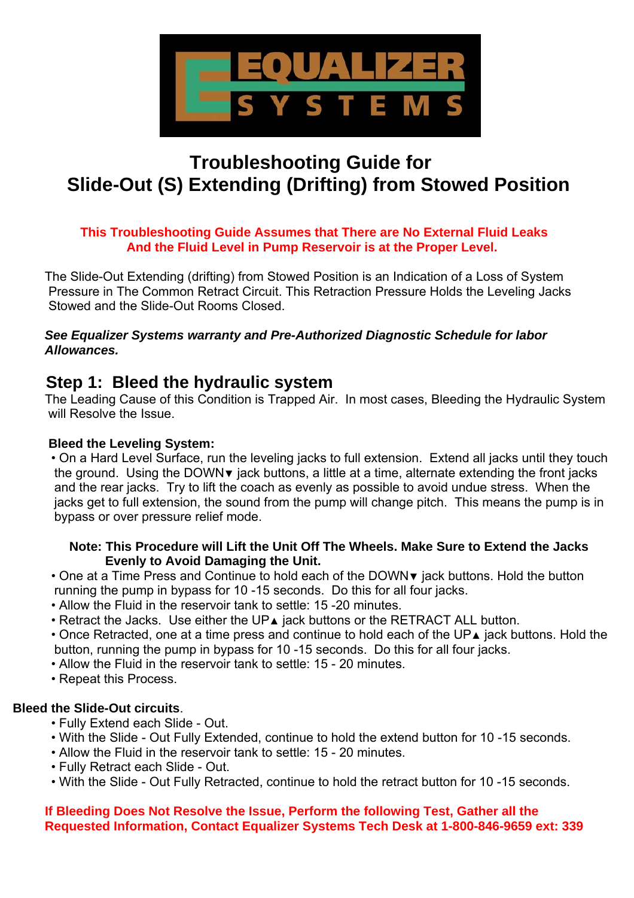EQUALIZER SYSTEMS

# Troubleshooting Guide for
# Slide-Out (S) Extending (Drifting) from Stowed Position

**This Troubleshooting Guide Assumes that There are No External Fluid Leaks And the Fluid Level in Pump Reservoir is at the Proper Level.**

The Slide-Out Extending (drifting) from Stowed Position is an Indication of a Loss of System Pressure in The Common Retract Circuit. This Retraction Pressure Holds the Leveling Jacks Stowed and the Slide-Out Rooms Closed.

***See Equalizer Systems warranty and Pre-Authorized Diagnostic Schedule for labor Allowances.***

## Step 1: Bleed the hydraulic system

The Leading Cause of this Condition is Trapped Air. In most cases, Bleeding the Hydraulic System will Resolve the Issue.

**Bleed the Leveling System:**

- On a Hard Level Surface, run the leveling jacks to full extension. Extend all jacks until they touch the ground. Using the DOWN▼ jack buttons, a little at a time, alternate extending the front jacks and the rear jacks. Try to lift the coach as evenly as possible to avoid undue stress. When the jacks get to full extension, the sound from the pump will change pitch. This means the pump is in bypass or over pressure relief mode.

**Note: This Procedure will Lift the Unit Off The Wheels. Make Sure to Extend the Jacks Evenly to Avoid Damaging the Unit.**

- One at a Time Press and Continue to hold each of the DOWN▼ jack buttons. Hold the button running the pump in bypass for 10 -15 seconds. Do this for all four jacks.
- Allow the Fluid in the reservoir tank to settle: 15 -20 minutes.
- Retract the Jacks. Use either the UP▲ jack buttons or the RETRACT ALL button.
- Once Retracted, one at a time press and continue to hold each of the UP▲ jack buttons. Hold the button, running the pump in bypass for 10 -15 seconds. Do this for all four jacks.
- Allow the Fluid in the reservoir tank to settle: 15 - 20 minutes.
- Repeat this Process.

**Bleed the Slide-Out circuits**.

- Fully Extend each Slide - Out.
- With the Slide - Out Fully Extended, continue to hold the extend button for 10 -15 seconds.
- Allow the Fluid in the reservoir tank to settle: 15 - 20 minutes.
- Fully Retract each Slide - Out.
- With the Slide - Out Fully Retracted, continue to hold the retract button for 10 -15 seconds.

**If Bleeding Does Not Resolve the Issue, Perform the following Test, Gather all the Requested Information, Contact Equalizer Systems Tech Desk at 1-800-846-9659 ext: 339**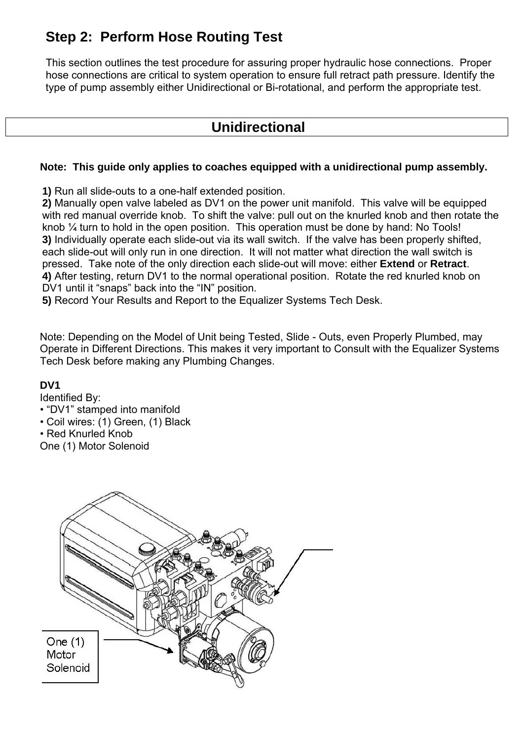## Step 2: Perform Hose Routing Test

This section outlines the test procedure for assuring proper hydraulic hose connections. Proper hose connections are critical to system operation to ensure full retract path pressure. Identify the type of pump assembly either Unidirectional or Bi-rotational, and perform the appropriate test.

### Unidirectional

**Note: This guide only applies to coaches equipped with a unidirectional pump assembly.**

**1)** Run all slide-outs to a one-half extended position.
**2)** Manually open valve labeled as DV1 on the power unit manifold. This valve will be equipped with red manual override knob. To shift the valve: pull out on the knurled knob and then rotate the knob ¼ turn to hold in the open position. This operation must be done by hand: No Tools!
**3)** Individually operate each slide-out via its wall switch. If the valve has been properly shifted, each slide-out will only run in one direction. It will not matter what direction the wall switch is pressed. Take note of the only direction each slide-out will move: either **Extend** or **Retract**.
**4)** After testing, return DV1 to the normal operational position. Rotate the red knurled knob on DV1 until it "snaps" back into the "IN" position.
**5)** Record Your Results and Report to the Equalizer Systems Tech Desk.

Note: Depending on the Model of Unit being Tested, Slide - Outs, even Properly Plumbed, may Operate in Different Directions. This makes it very important to Consult with the Equalizer Systems Tech Desk before making any Plumbing Changes.

**DV1**
Identified By:
• "DV1" stamped into manifold
• Coil wires: (1) Green, (1) Black
• Red Knurled Knob
One (1) Motor Solenoid

One (1) Motor Solenoid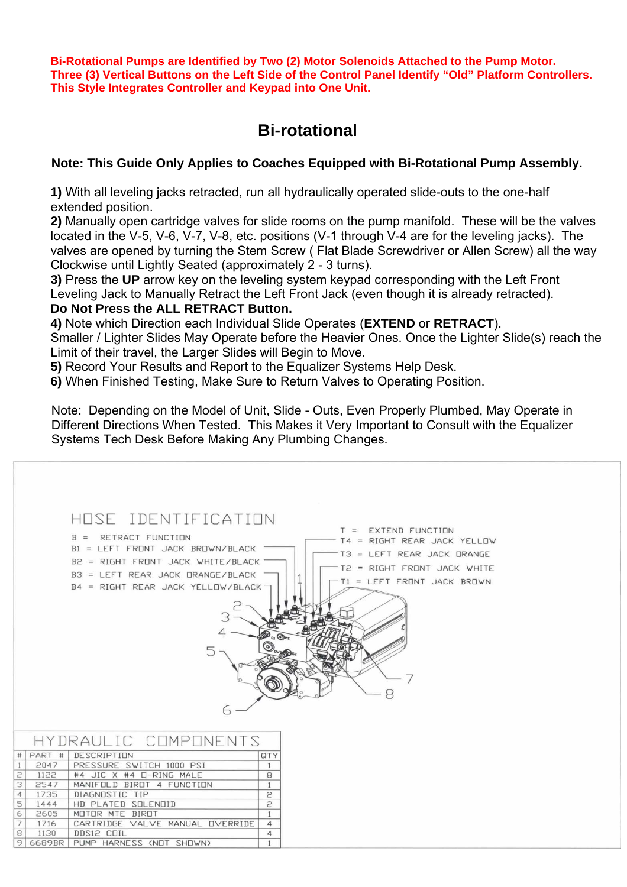**Bi-Rotational Pumps are Identified by Two (2) Motor Solenoids Attached to the Pump Motor. Three (3) Vertical Buttons on the Left Side of the Control Panel Identify "Old" Platform Controllers. This Style Integrates Controller and Keypad into One Unit.**

# Bi-rotational

**Note: This Guide Only Applies to Coaches Equipped with Bi-Rotational Pump Assembly.**

**1)** With all leveling jacks retracted, run all hydraulically operated slide-outs to the one-half extended position.
**2)** Manually open cartridge valves for slide rooms on the pump manifold. These will be the valves located in the V-5, V-6, V-7, V-8, etc. positions (V-1 through V-4 are for the leveling jacks). The valves are opened by turning the Stem Screw ( Flat Blade Screwdriver or Allen Screw) all the way Clockwise until Lightly Seated (approximately 2 - 3 turns).
**3)** Press the **UP** arrow key on the leveling system keypad corresponding with the Left Front Leveling Jack to Manually Retract the Left Front Jack (even though it is already retracted).
**Do Not Press the ALL RETRACT Button.**
**4)** Note which Direction each Individual Slide Operates (**EXTEND** or **RETRACT**).
Smaller / Lighter Slides May Operate before the Heavier Ones. Once the Lighter Slide(s) reach the Limit of their travel, the Larger Slides will Begin to Move.
**5)** Record Your Results and Report to the Equalizer Systems Help Desk.
**6)** When Finished Testing, Make Sure to Return Valves to Operating Position.

Note: Depending on the Model of Unit, Slide - Outs, Even Properly Plumbed, May Operate in Different Directions When Tested. This Makes it Very Important to Consult with the Equalizer Systems Tech Desk Before Making Any Plumbing Changes.

## HOSE IDENTIFICATION

B = RETRACT FUNCTION
B1 = LEFT FRONT JACK BROWN/BLACK
B2 = RIGHT FRONT JACK WHITE/BLACK
B3 = LEFT REAR JACK ORANGE/BLACK
B4 = RIGHT REAR JACK YELLOW/BLACK

T = EXTEND FUNCTION
T4 = RIGHT REAR JACK YELLOW
T3 = LEFT REAR JACK ORANGE
T2 = RIGHT FRONT JACK WHITE
T1 = LEFT FRONT JACK BROWN

## HYDRAULIC COMPONENTS

| # | PART # | DESCRIPTION | QTY |
|---|---|---|---|
| 1 | 2047 | PRESSURE SWITCH 1000 PSI | 1 |
| 2 | 1122 | #4 JIC X #4 O-RING MALE | 8 |
| 3 | 2547 | MANIFOLD BIROT 4 FUNCTION | 1 |
| 4 | 1735 | DIAGNOSTIC TIP | 2 |
| 5 | 1444 | HD PLATED SOLENOID | 2 |
| 6 | 2605 | MOTOR MTE BIROT | 1 |
| 7 | 1716 | CARTRIDGE VALVE MANUAL OVERRIDE | 4 |
| 8 | 1130 | DDS12 COIL | 4 |
| 9 | 6689BR | PUMP HARNESS (NOT SHOWN) | 1 |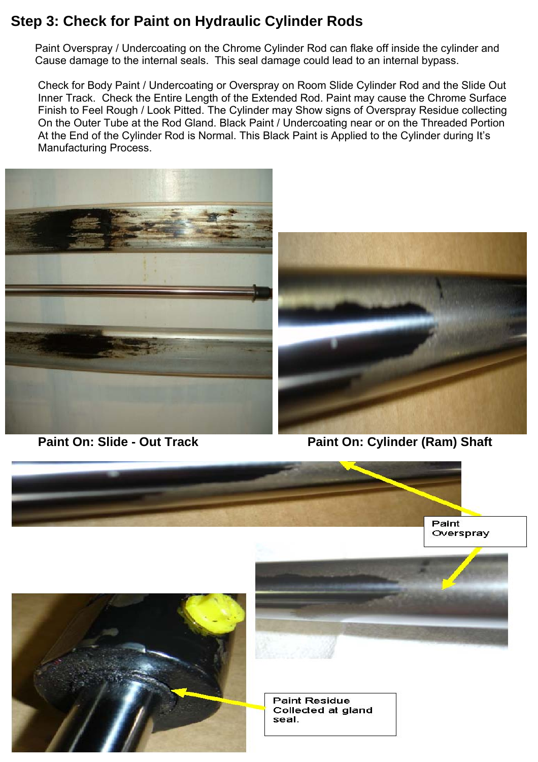## Step 3: Check for Paint on Hydraulic Cylinder Rods

Paint Overspray / Undercoating on the Chrome Cylinder Rod can flake off inside the cylinder and Cause damage to the internal seals. This seal damage could lead to an internal bypass.

Check for Body Paint / Undercoating or Overspray on Room Slide Cylinder Rod and the Slide Out Inner Track. Check the Entire Length of the Extended Rod. Paint may cause the Chrome Surface Finish to Feel Rough / Look Pitted. The Cylinder may Show signs of Overspray Residue collecting On the Outer Tube at the Rod Gland. Black Paint / Undercoating near or on the Threaded Portion At the End of the Cylinder Rod is Normal. This Black Paint is Applied to the Cylinder during It's Manufacturing Process.

**Paint On: Slide - Out Track**

**Paint On: Cylinder (Ram) Shaft**

Paint Overspray

Paint Residue Collected at gland seal.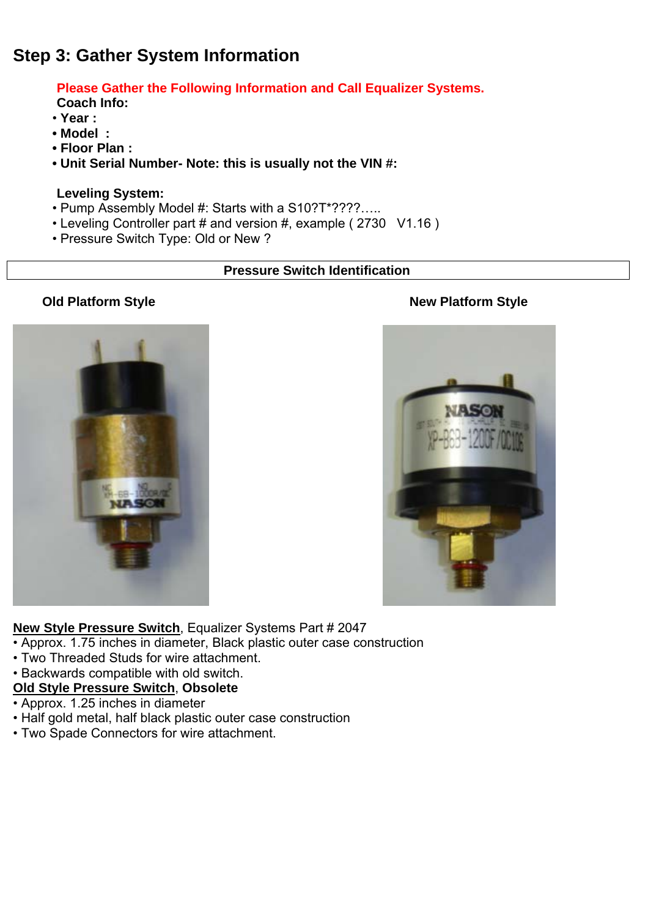## Step 3: Gather System Information

**Please Gather the Following Information and Call Equalizer Systems.**

**Coach Info:**

- **Year :**
- **Model :**
- **Floor Plan :**
- **Unit Serial Number- Note: this is usually not the VIN #:**

**Leveling System:**

- Pump Assembly Model #: Starts with a S10?T*????…..
- Leveling Controller part # and version #, example ( 2730 V1.16 )
- Pressure Switch Type: Old or New ?

**Pressure Switch Identification**

**Old Platform Style** | **New Platform Style**

**New Style Pressure Switch**, Equalizer Systems Part # 2047

- Approx. 1.75 inches in diameter, Black plastic outer case construction
- Two Threaded Studs for wire attachment.
- Backwards compatible with old switch.

**Old Style Pressure Switch, Obsolete**

- Approx. 1.25 inches in diameter
- Half gold metal, half black plastic outer case construction
- Two Spade Connectors for wire attachment.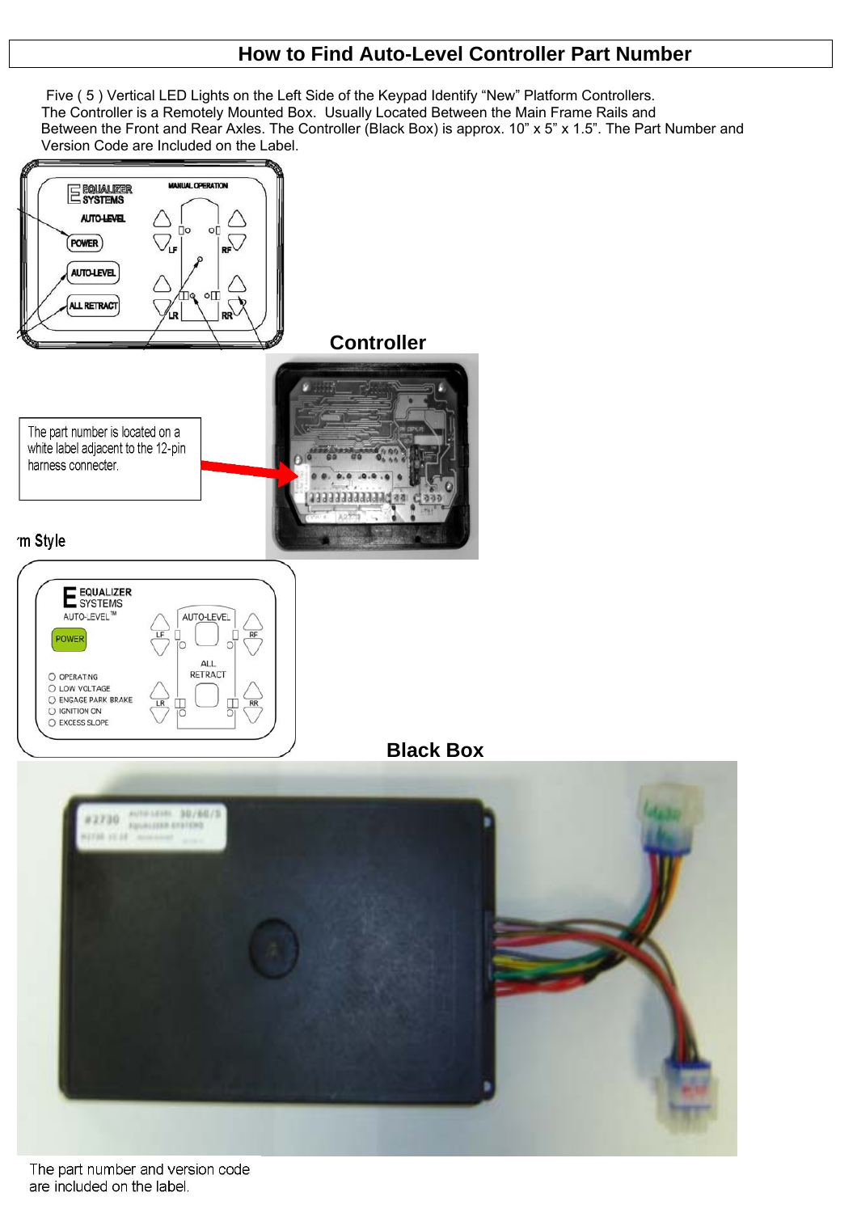# How to Find Auto-Level Controller Part Number

Five ( 5 ) Vertical LED Lights on the Left Side of the Keypad Identify "New" Platform Controllers. The Controller is a Remotely Mounted Box. Usually Located Between the Main Frame Rails and Between the Front and Rear Axles. The Controller (Black Box) is approx. 10" x 5" x 1.5". The Part Number and Version Code are Included on the Label.

**Controller**

The part number is located on a white label adjacent to the 12-pin harness connecter.

'm Style

**Black Box**

The part number and version code are included on the label.